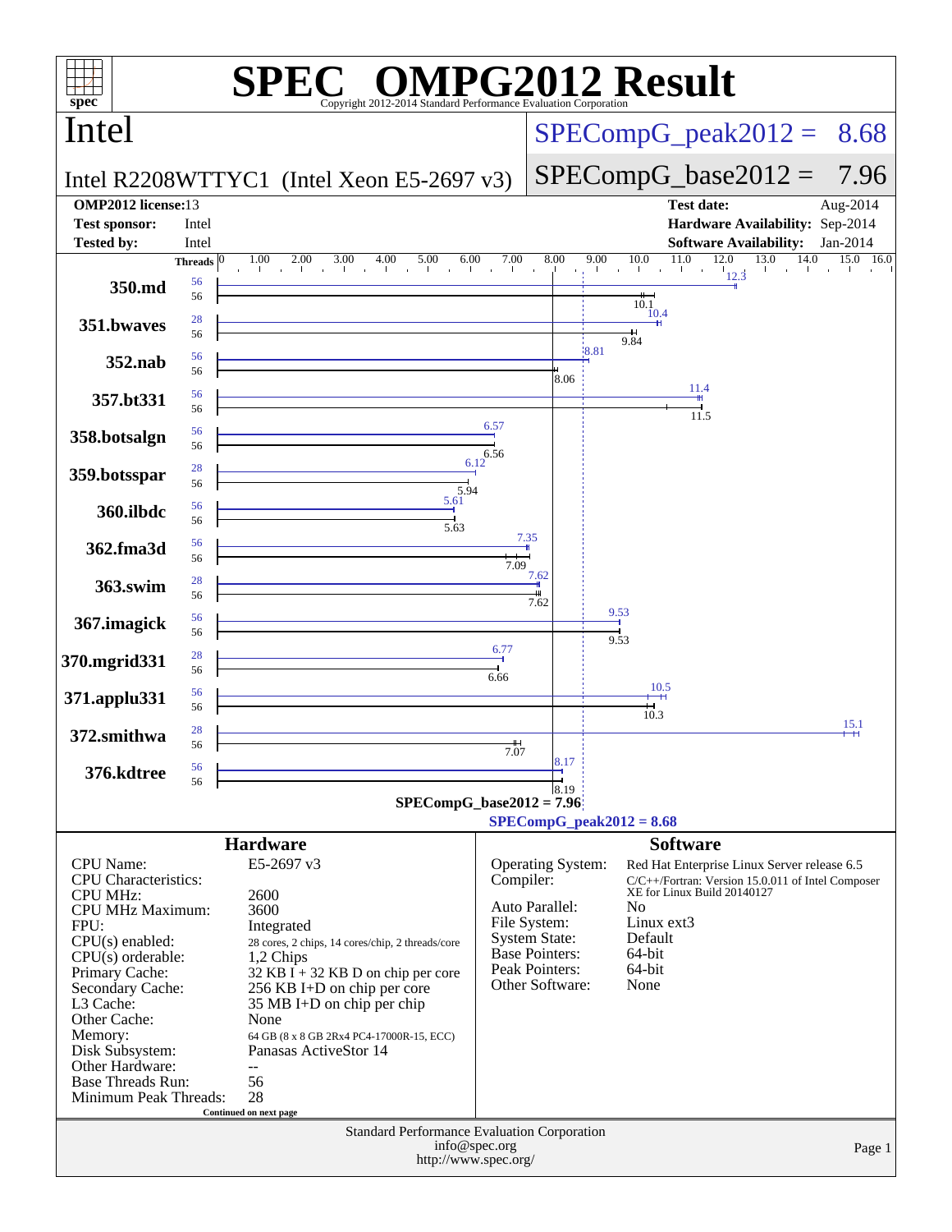# SPEC® OMPG2012 Result

Copyright 2012-2014 Standard Performance Evaluation Corporation

## Intel

**Intel R2208WTTYC1 (Intel Xeon E5-2697 v3)**

SPECompG_peak2012 = 8.68

SPECompG_base2012 = 7.96

| | | | |
|---|---|---|---|
| **OMP2012 license:** | 13 | **Test date:** | Aug-2014 |
| **Test sponsor:** | Intel | **Hardware Availability:** | Sep-2014 |
| **Tested by:** | Intel | **Software Availability:** | Jan-2014 |

| Benchmark | Peak Threads | Base Threads | Base Ratio | Peak Ratio |
|---|---|---|---|---|
| 350.md | 56 | 56 | 10.1 | 12.3 |
| 351.bwaves | 28 | 56 | 9.84 | 10.4 |
| 352.nab | 56 | 56 | 8.06 | 8.81 |
| 357.bt331 | 56 | 56 | 11.5 | 11.4 |
| 358.botsalgn | 56 | 56 | 6.56 | 6.57 |
| 359.botsspar | 28 | 56 | 5.94 | 6.12 |
| 360.ilbdc | 56 | 56 | 5.63 | 5.61 |
| 362.fma3d | 56 | 56 | 7.09 | 7.35 |
| 363.swim | 28 | 56 | 7.62 | 7.62 |
| 367.imagick | 56 | 56 | 9.53 | 9.53 |
| 370.mgrid331 | 28 | 56 | 6.66 | 6.77 |
| 371.applu331 | 56 | 56 | 10.3 | 10.5 |
| 372.smithwa | 28 | 56 | 7.07 | 15.1 |
| 376.kdtree | 56 | 56 | 8.19 | 8.17 |

SPECompG_base2012 = 7.96

SPECompG_peak2012 = 8.68

## Hardware

| | |
|---|---|
| CPU Name: | E5-2697 v3 |
| CPU Characteristics: | |
| CPU MHz: | 2600 |
| CPU MHz Maximum: | 3600 |
| FPU: | Integrated |
| CPU(s) enabled: | 28 cores, 2 chips, 14 cores/chip, 2 threads/core |
| CPU(s) orderable: | 1,2 Chips |
| Primary Cache: | 32 KB I + 32 KB D on chip per core |
| Secondary Cache: | 256 KB I+D on chip per core |
| L3 Cache: | 35 MB I+D on chip per chip |
| Other Cache: | None |
| Memory: | 64 GB (8 x 8 GB 2Rx4 PC4-17000R-15, ECC) |
| Disk Subsystem: | Panasas ActiveStor 14 |
| Other Hardware: | -- |
| Base Threads Run: | 56 |
| Minimum Peak Threads: | 28 |

Continued on next page

## Software

| | |
|---|---|
| Operating System: | Red Hat Enterprise Linux Server release 6.5 |
| Compiler: | C/C++/Fortran: Version 15.0.011 of Intel Composer XE for Linux Build 20140127 |
| Auto Parallel: | No |
| File System: | Linux ext3 |
| System State: | Default |
| Base Pointers: | 64-bit |
| Peak Pointers: | 64-bit |
| Other Software: | None |

Standard Performance Evaluation Corporation
info@spec.org
http://www.spec.org/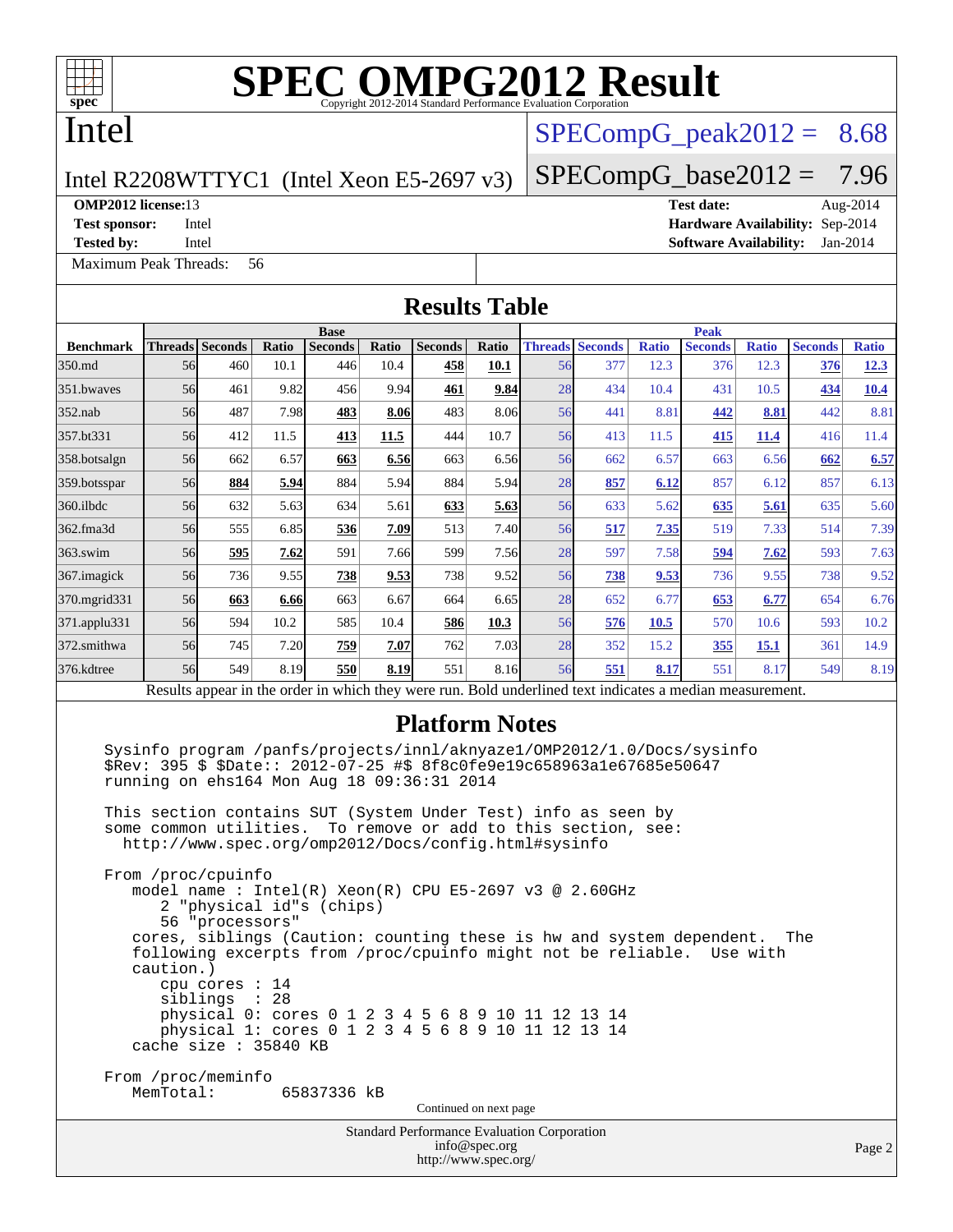# SPEC OMPG2012 Result

Copyright 2012-2014 Standard Performance Evaluation Corporation

## Intel

Intel R2208WTTYC1 (Intel Xeon E5-2697 v3)

SPECompG_peak2012 = 8.68

SPECompG_base2012 = 7.96

**OMP2012 license:** 13
**Test sponsor:** Intel
**Tested by:** Intel

**Test date:** Aug-2014
**Hardware Availability:** Sep-2014
**Software Availability:** Jan-2014

Maximum Peak Threads: 56

## Results Table

| Benchmark | Base | | | | | | | Peak | | | | | | |
|---|---|---|---|---|---|---|---|---|---|---|---|---|---|---|
| | Threads | Seconds | Ratio | Seconds | Ratio | Seconds | Ratio | Threads | Seconds | Ratio | Seconds | Ratio | Seconds | Ratio |
| 350.md | 56 | 460 | 10.1 | 446 | 10.4 | **458** | **10.1** | 56 | 377 | 12.3 | 376 | 12.3 | **376** | **12.3** |
| 351.bwaves | 56 | 461 | 9.82 | 456 | 9.94 | **461** | **9.84** | 28 | 434 | 10.4 | 431 | 10.5 | **434** | **10.4** |
| 352.nab | 56 | 487 | 7.98 | **483** | **8.06** | 483 | 8.06 | 56 | 441 | 8.81 | **442** | **8.81** | 442 | 8.81 |
| 357.bt331 | 56 | 412 | 11.5 | **413** | **11.5** | 444 | 10.7 | 56 | 413 | 11.5 | **415** | **11.4** | 416 | 11.4 |
| 358.botsalgn | 56 | 662 | 6.57 | **663** | **6.56** | 663 | 6.56 | 56 | 662 | 6.57 | 663 | 6.56 | **662** | **6.57** |
| 359.botsspar | 56 | **884** | **5.94** | 884 | 5.94 | 884 | 5.94 | 28 | **857** | **6.12** | 857 | 6.12 | 857 | 6.13 |
| 360.ilbdc | 56 | 632 | 5.63 | 634 | 5.61 | **633** | **5.63** | 56 | 633 | 5.62 | **635** | **5.61** | 635 | 5.60 |
| 362.fma3d | 56 | 555 | 6.85 | **536** | **7.09** | 513 | 7.40 | 56 | **517** | **7.35** | 519 | 7.33 | 514 | 7.39 |
| 363.swim | 56 | **595** | **7.62** | 591 | 7.66 | 599 | 7.56 | 28 | 597 | 7.58 | **594** | **7.62** | 593 | 7.63 |
| 367.imagick | 56 | 736 | 9.55 | **738** | **9.53** | 738 | 9.52 | 56 | **738** | **9.53** | 736 | 9.55 | 738 | 9.52 |
| 370.mgrid331 | 56 | **663** | **6.66** | 663 | 6.67 | 664 | 6.65 | 28 | 652 | 6.77 | **653** | **6.77** | 654 | 6.76 |
| 371.applu331 | 56 | 594 | 10.2 | 585 | 10.4 | **586** | **10.3** | 56 | **576** | **10.5** | 570 | 10.6 | 593 | 10.2 |
| 372.smithwa | 56 | 745 | 7.20 | **759** | **7.07** | 762 | 7.03 | 28 | 352 | 15.2 | **355** | **15.1** | 361 | 14.9 |
| 376.kdtree | 56 | 549 | 8.19 | **550** | **8.19** | 551 | 8.16 | 56 | **551** | **8.17** | 551 | 8.17 | 549 | 8.19 |

Results appear in the order in which they were run. Bold underlined text indicates a median measurement.

## Platform Notes

```
Sysinfo program /panfs/projects/innl/aknyaze1/OMP2012/1.0/Docs/sysinfo
$Rev: 395 $ $Date:: 2012-07-25 #$ 8f8c0fe9e19c658963a1e67685e50647
running on ehs164 Mon Aug 18 09:36:31 2014

This section contains SUT (System Under Test) info as seen by
some common utilities.  To remove or add to this section, see:
  http://www.spec.org/omp2012/Docs/config.html#sysinfo

From /proc/cpuinfo
   model name : Intel(R) Xeon(R) CPU E5-2697 v3 @ 2.60GHz
      2 "physical id"s (chips)
      56 "processors"
   cores, siblings (Caution: counting these is hw and system dependent.  The
   following excerpts from /proc/cpuinfo might not be reliable.  Use with
   caution.)
      cpu cores : 14
      siblings  : 28
      physical 0: cores 0 1 2 3 4 5 6 8 9 10 11 12 13 14
      physical 1: cores 0 1 2 3 4 5 6 8 9 10 11 12 13 14
   cache size : 35840 KB

From /proc/meminfo
   MemTotal:       65837336 kB
```

Continued on next page

Standard Performance Evaluation Corporation
info@spec.org
http://www.spec.org/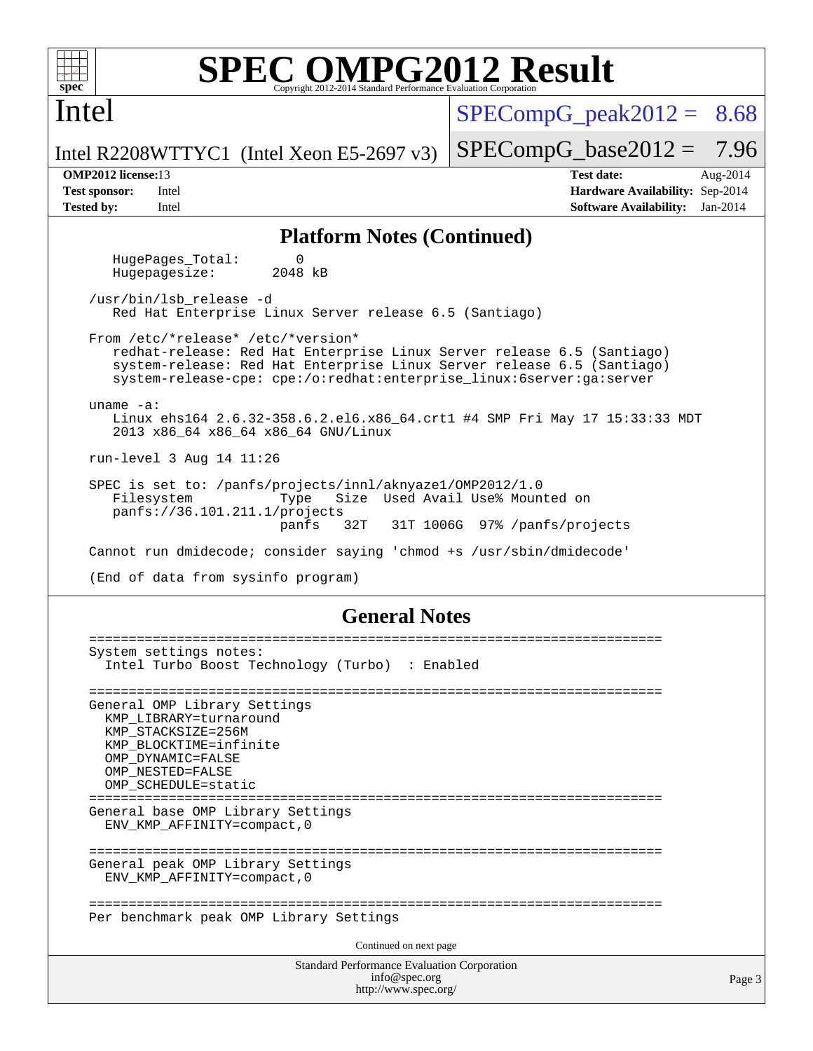## Platform Notes (Continued)

```
   HugePages_Total:       0
   Hugepagesize:       2048 kB

/usr/bin/lsb_release -d
   Red Hat Enterprise Linux Server release 6.5 (Santiago)

From /etc/*release* /etc/*version*
   redhat-release: Red Hat Enterprise Linux Server release 6.5 (Santiago)
   system-release: Red Hat Enterprise Linux Server release 6.5 (Santiago)
   system-release-cpe: cpe:/o:redhat:enterprise_linux:6server:ga:server

uname -a:
   Linux ehs164 2.6.32-358.6.2.el6.x86_64.crt1 #4 SMP Fri May 17 15:33:33 MDT
   2013 x86_64 x86_64 x86_64 GNU/Linux

run-level 3 Aug 14 11:26

SPEC is set to: /panfs/projects/innl/aknyaze1/OMP2012/1.0
   Filesystem           Type   Size  Used Avail Use% Mounted on
   panfs://36.101.211.1/projects
                        panfs   32T   31T 1006G  97% /panfs/projects

Cannot run dmidecode; consider saying 'chmod +s /usr/sbin/dmidecode'

(End of data from sysinfo program)
```

## General Notes

```
========================================================================
System settings notes:
  Intel Turbo Boost Technology (Turbo)  : Enabled

========================================================================
General OMP Library Settings
  KMP_LIBRARY=turnaround
  KMP_STACKSIZE=256M
  KMP_BLOCKTIME=infinite
  OMP_DYNAMIC=FALSE
  OMP_NESTED=FALSE
  OMP_SCHEDULE=static
========================================================================
General base OMP Library Settings
  ENV_KMP_AFFINITY=compact,0

========================================================================
General peak OMP Library Settings
  ENV_KMP_AFFINITY=compact,0

========================================================================
Per benchmark peak OMP Library Settings
```

Continued on next page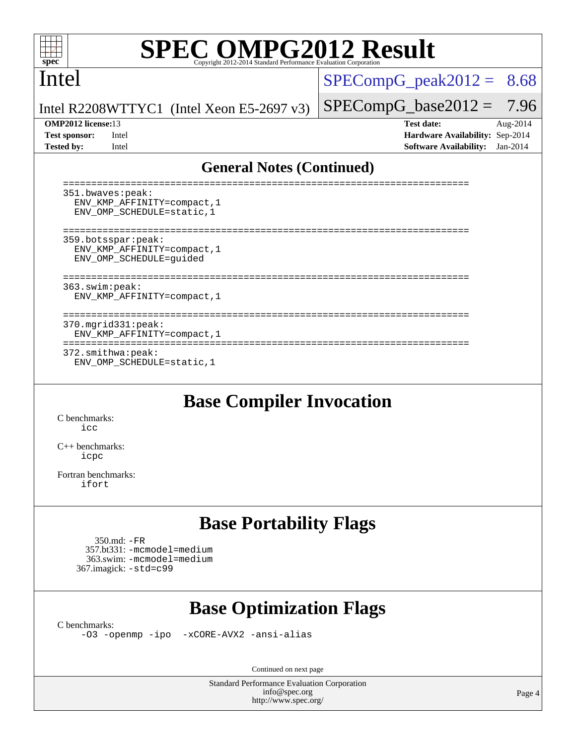# Intel

Intel R2208WTTYC1 (Intel Xeon E5-2697 v3)

SPECompG_peak2012 = 8.68

SPECompG_base2012 = 7.96

**OMP2012 license:** 13
**Test sponsor:** Intel
**Tested by:** Intel

**Test date:** Aug-2014
**Hardware Availability:** Sep-2014
**Software Availability:** Jan-2014

## General Notes (Continued)

```
========================================================================
351.bwaves:peak:
  ENV_KMP_AFFINITY=compact,1
  ENV_OMP_SCHEDULE=static,1

========================================================================
359.botsspar:peak:
  ENV_KMP_AFFINITY=compact,1
  ENV_OMP_SCHEDULE=guided

========================================================================
363.swim:peak:
  ENV_KMP_AFFINITY=compact,1

========================================================================
370.mgrid331:peak:
  ENV_KMP_AFFINITY=compact,1
========================================================================
372.smithwa:peak:
  ENV_OMP_SCHEDULE=static,1
```

## Base Compiler Invocation

C benchmarks:
    icc

C++ benchmarks:
    icpc

Fortran benchmarks:
    ifort

## Base Portability Flags

350.md: -FR
357.bt331: -mcmodel=medium
363.swim: -mcmodel=medium
367.imagick: -std=c99

## Base Optimization Flags

C benchmarks:
    -O3 -openmp -ipo -xCORE-AVX2 -ansi-alias

Continued on next page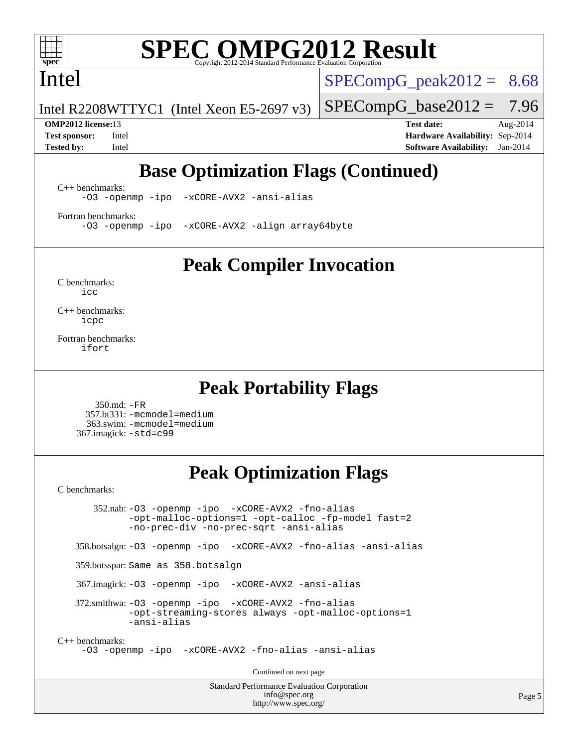# SPEC OMPG2012 Result

Copyright 2012-2014 Standard Performance Evaluation Corporation

Intel

Intel R2208WTTYC1 (Intel Xeon E5-2697 v3)

SPECompG_peak2012 = 8.68

SPECompG_base2012 = 7.96

**OMP2012 license:** 13
**Test sponsor:** Intel
**Tested by:** Intel

**Test date:** Aug-2014
**Hardware Availability:** Sep-2014
**Software Availability:** Jan-2014

## Base Optimization Flags (Continued)

C++ benchmarks:
```
-O3 -openmp -ipo  -xCORE-AVX2 -ansi-alias
```

Fortran benchmarks:
```
-O3 -openmp -ipo  -xCORE-AVX2 -align array64byte
```

## Peak Compiler Invocation

C benchmarks:
```
icc
```

C++ benchmarks:
```
icpc
```

Fortran benchmarks:
```
ifort
```

## Peak Portability Flags

350.md: `-FR`
357.bt331: `-mcmodel=medium`
363.swim: `-mcmodel=medium`
367.imagick: `-std=c99`

## Peak Optimization Flags

C benchmarks:

352.nab: `-O3 -openmp -ipo -xCORE-AVX2 -fno-alias -opt-malloc-options=1 -opt-calloc -fp-model fast=2 -no-prec-div -no-prec-sqrt -ansi-alias`

358.botsalgn: `-O3 -openmp -ipo -xCORE-AVX2 -fno-alias -ansi-alias`

359.botsspar: Same as 358.botsalgn

367.imagick: `-O3 -openmp -ipo -xCORE-AVX2 -ansi-alias`

372.smithwa: `-O3 -openmp -ipo -xCORE-AVX2 -fno-alias -opt-streaming-stores always -opt-malloc-options=1 -ansi-alias`

C++ benchmarks:
```
-O3 -openmp -ipo  -xCORE-AVX2 -fno-alias -ansi-alias
```

Continued on next page

Standard Performance Evaluation Corporation
info@spec.org
http://www.spec.org/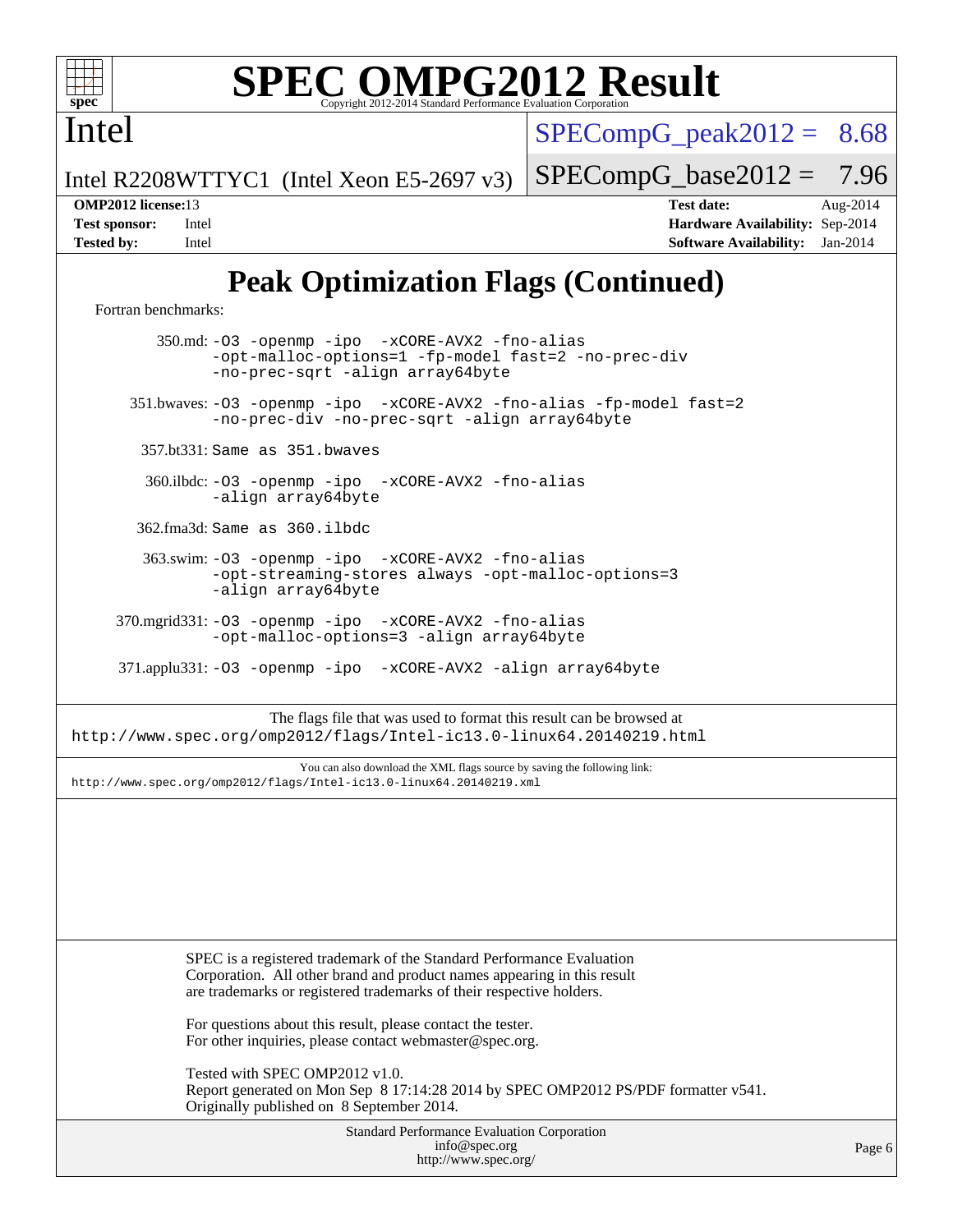# SPEC OMPG2012 Result

Copyright 2012-2014 Standard Performance Evaluation Corporation

**Intel**

Intel R2208WTTYC1 (Intel Xeon E5-2697 v3)

SPECompG_peak2012 = 8.68

SPECompG_base2012 = 7.96

**OMP2012 license:** 13
**Test sponsor:** Intel
**Tested by:** Intel

**Test date:** Aug-2014
**Hardware Availability:** Sep-2014
**Software Availability:** Jan-2014

## Peak Optimization Flags (Continued)

Fortran benchmarks:

350.md: `-O3 -openmp -ipo -xCORE-AVX2 -fno-alias -opt-malloc-options=1 -fp-model fast=2 -no-prec-div -no-prec-sqrt -align array64byte`

351.bwaves: `-O3 -openmp -ipo -xCORE-AVX2 -fno-alias -fp-model fast=2 -no-prec-div -no-prec-sqrt -align array64byte`

357.bt331: Same as 351.bwaves

360.ilbdc: `-O3 -openmp -ipo -xCORE-AVX2 -fno-alias -align array64byte`

362.fma3d: Same as 360.ilbdc

363.swim: `-O3 -openmp -ipo -xCORE-AVX2 -fno-alias -opt-streaming-stores always -opt-malloc-options=3 -align array64byte`

370.mgrid331: `-O3 -openmp -ipo -xCORE-AVX2 -fno-alias -opt-malloc-options=3 -align array64byte`

371.applu331: `-O3 -openmp -ipo -xCORE-AVX2 -align array64byte`

The flags file that was used to format this result can be browsed at
http://www.spec.org/omp2012/flags/Intel-ic13.0-linux64.20140219.html

You can also download the XML flags source by saving the following link:
http://www.spec.org/omp2012/flags/Intel-ic13.0-linux64.20140219.xml

SPEC is a registered trademark of the Standard Performance Evaluation Corporation. All other brand and product names appearing in this result are trademarks or registered trademarks of their respective holders.

For questions about this result, please contact the tester.
For other inquiries, please contact webmaster@spec.org.

Tested with SPEC OMP2012 v1.0.
Report generated on Mon Sep 8 17:14:28 2014 by SPEC OMP2012 PS/PDF formatter v541.
Originally published on 8 September 2014.

Standard Performance Evaluation Corporation
info@spec.org
http://www.spec.org/